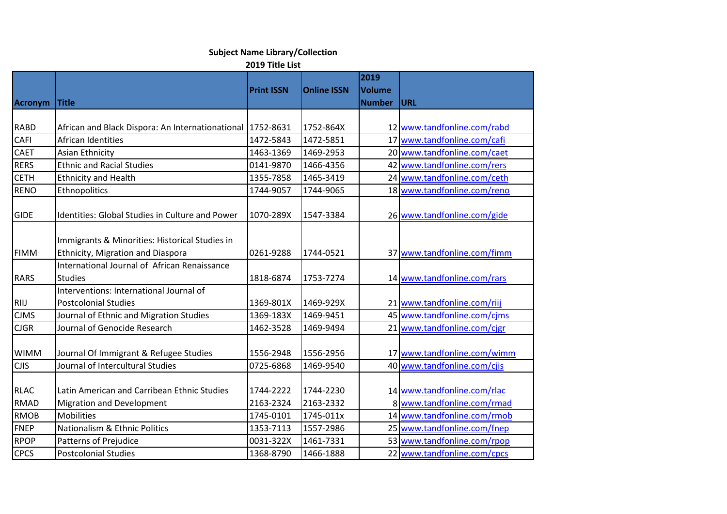**Subject Name Library/Collection**

**2019 Title List**

| Acronym | Title | Print ISSN | Online ISSN | 2019 Volume Number | URL |
|---|---|---|---|---|---|
| RABD | African and Black Dispora: An Internationational | 1752-8631 | 1752-864X | 12 | www.tandfonline.com/rabd |
| CAFI | African Identities | 1472-5843 | 1472-5851 | 17 | www.tandfonline.com/cafi |
| CAET | Asian Ethnicity | 1463-1369 | 1469-2953 | 20 | www.tandfonline.com/caet |
| RERS | Ethnic and Racial Studies | 0141-9870 | 1466-4356 | 42 | www.tandfonline.com/rers |
| CETH | Ethnicity and Health | 1355-7858 | 1465-3419 | 24 | www.tandfonline.com/ceth |
| RENO | Ethnopolitics | 1744-9057 | 1744-9065 | 18 | www.tandfonline.com/reno |
| GIDE | Identities: Global Studies in Culture and Power | 1070-289X | 1547-3384 | 26 | www.tandfonline.com/gide |
| FIMM | Immigrants & Minorities: Historical Studies in Ethnicity, Migration and Diaspora | 0261-9288 | 1744-0521 | 37 | www.tandfonline.com/fimm |
| RARS | International Journal of African Renaissance Studies | 1818-6874 | 1753-7274 | 14 | www.tandfonline.com/rars |
| RIIJ | Interventions: International Journal of Postcolonial Studies | 1369-801X | 1469-929X | 21 | www.tandfonline.com/riij |
| CJMS | Journal of Ethnic and Migration Studies | 1369-183X | 1469-9451 | 45 | www.tandfonline.com/cjms |
| CJGR | Journal of Genocide Research | 1462-3528 | 1469-9494 | 21 | www.tandfonline.com/cjgr |
| WIMM | Journal Of Immigrant & Refugee Studies | 1556-2948 | 1556-2956 | 17 | www.tandfonline.com/wimm |
| CJIS | Journal of Intercultural Studies | 0725-6868 | 1469-9540 | 40 | www.tandfonline.com/cjis |
| RLAC | Latin American and Carribean Ethnic Studies | 1744-2222 | 1744-2230 | 14 | www.tandfonline.com/rlac |
| RMAD | Migration and Development | 2163-2324 | 2163-2332 | 8 | www.tandfonline.com/rmad |
| RMOB | Mobilities | 1745-0101 | 1745-011x | 14 | www.tandfonline.com/rmob |
| FNEP | Nationalism & Ethnic Politics | 1353-7113 | 1557-2986 | 25 | www.tandfonline.com/fnep |
| RPOP | Patterns of Prejudice | 0031-322X | 1461-7331 | 53 | www.tandfonline.com/rpop |
| CPCS | Postcolonial Studies | 1368-8790 | 1466-1888 | 22 | www.tandfonline.com/cpcs |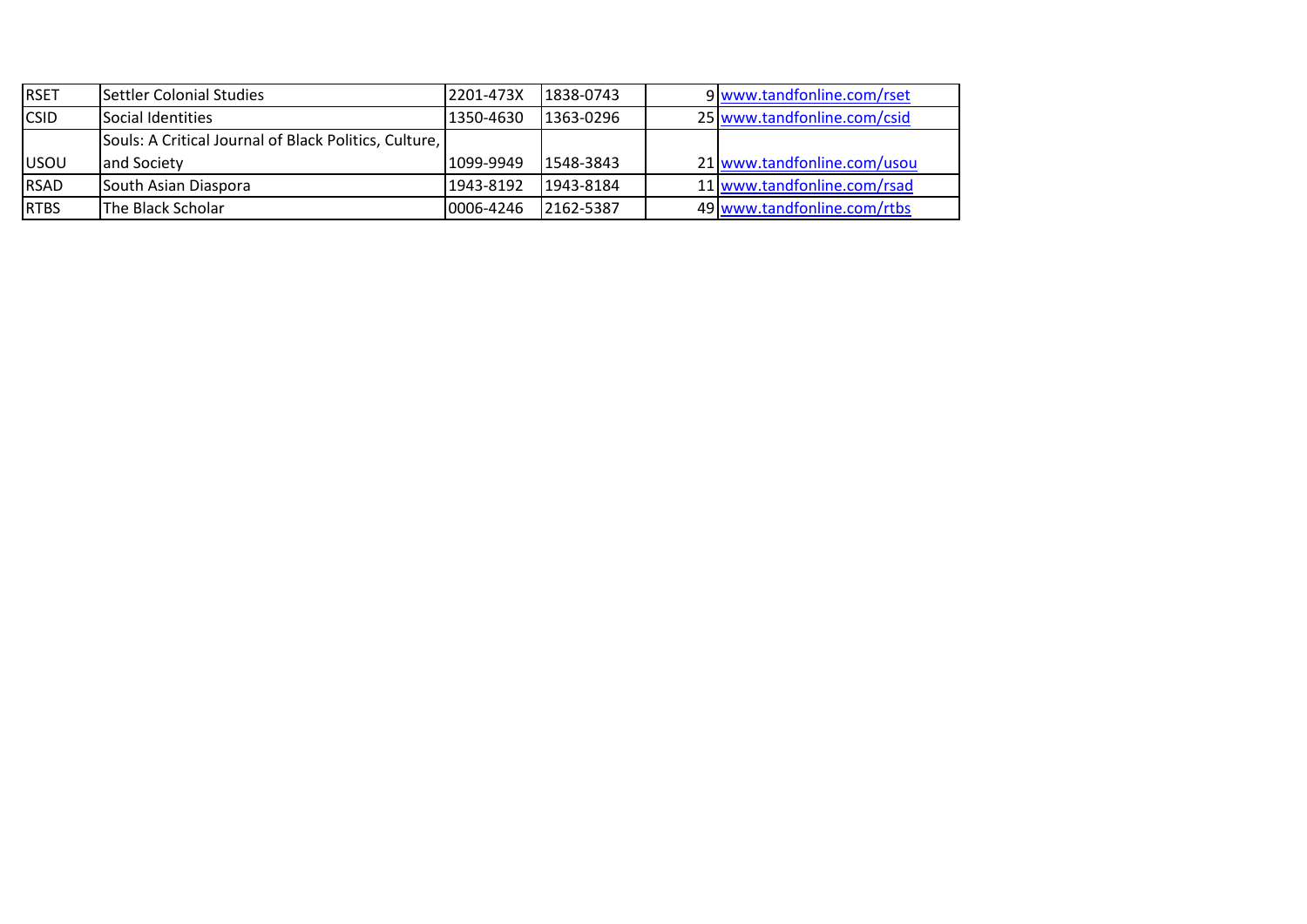| | | | | | |
|---|---|---|---|---|---|
| RSET | Settler Colonial Studies | 2201-473X | 1838-0743 | 9 | www.tandfonline.com/rset |
| CSID | Social Identities | 1350-4630 | 1363-0296 | 25 | www.tandfonline.com/csid |
| USOU | Souls: A Critical Journal of Black Politics, Culture, and Society | 1099-9949 | 1548-3843 | 21 | www.tandfonline.com/usou |
| RSAD | South Asian Diaspora | 1943-8192 | 1943-8184 | 11 | www.tandfonline.com/rsad |
| RTBS | The Black Scholar | 0006-4246 | 2162-5387 | 49 | www.tandfonline.com/rtbs |